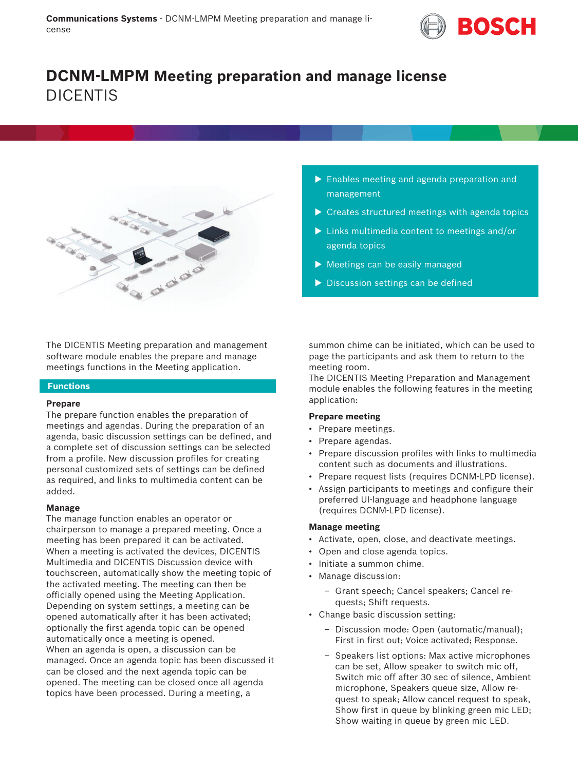# DCNM-LMPM Meeting preparation and manage license

DICENTIS

- Enables meeting and agenda preparation and management
- Creates structured meetings with agenda topics
- Links multimedia content to meetings and/or agenda topics
- Meetings can be easily managed
- Discussion settings can be defined

The DICENTIS Meeting preparation and management software module enables the prepare and manage meetings functions in the Meeting application.

## Functions

### Prepare

The prepare function enables the preparation of meetings and agendas. During the preparation of an agenda, basic discussion settings can be defined, and a complete set of discussion settings can be selected from a profile. New discussion profiles for creating personal customized sets of settings can be defined as required, and links to multimedia content can be added.

### Manage

The manage function enables an operator or chairperson to manage a prepared meeting. Once a meeting has been prepared it can be activated. When a meeting is activated the devices, DICENTIS Multimedia and DICENTIS Discussion device with touchscreen, automatically show the meeting topic of the activated meeting. The meeting can then be officially opened using the Meeting Application. Depending on system settings, a meeting can be opened automatically after it has been activated; optionally the first agenda topic can be opened automatically once a meeting is opened.
When an agenda is open, a discussion can be managed. Once an agenda topic has been discussed it can be closed and the next agenda topic can be opened. The meeting can be closed once all agenda topics have been processed. During a meeting, a summon chime can be initiated, which can be used to page the participants and ask them to return to the meeting room.
The DICENTIS Meeting Preparation and Management module enables the following features in the meeting application:

### Prepare meeting

- Prepare meetings.
- Prepare agendas.
- Prepare discussion profiles with links to multimedia content such as documents and illustrations.
- Prepare request lists (requires DCNM-LPD license).
- Assign participants to meetings and configure their preferred UI-language and headphone language (requires DCNM-LPD license).

### Manage meeting

- Activate, open, close, and deactivate meetings.
- Open and close agenda topics.
- Initiate a summon chime.
- Manage discussion:
  - Grant speech; Cancel speakers; Cancel requests; Shift requests.
- Change basic discussion setting:
  - Discussion mode: Open (automatic/manual); First in first out; Voice activated; Response.
  - Speakers list options: Max active microphones can be set, Allow speaker to switch mic off, Switch mic off after 30 sec of silence, Ambient microphone, Speakers queue size, Allow request to speak; Allow cancel request to speak, Show first in queue by blinking green mic LED; Show waiting in queue by green mic LED.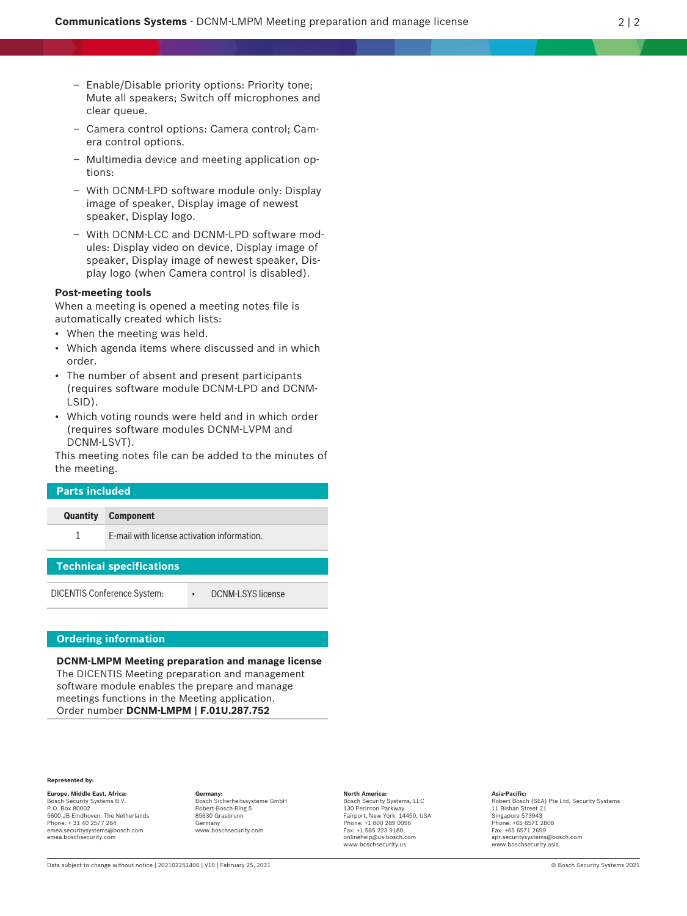- Enable/Disable priority options: Priority tone; Mute all speakers; Switch off microphones and clear queue.
- Camera control options: Camera control; Camera control options.
- Multimedia device and meeting application options:
- With DCNM-LPD software module only: Display image of speaker, Display image of newest speaker, Display logo.
- With DCNM-LCC and DCNM-LPD software modules: Display video on device, Display image of speaker, Display image of newest speaker, Display logo (when Camera control is disabled).

**Post-meeting tools**

When a meeting is opened a meeting notes file is automatically created which lists:

- When the meeting was held.
- Which agenda items where discussed and in which order.
- The number of absent and present participants (requires software module DCNM-LPD and DCNM-LSID).
- Which voting rounds were held and in which order (requires software modules DCNM-LVPM and DCNM-LSVT).

This meeting notes file can be added to the minutes of the meeting.

## Parts included

| Quantity | Component |
|---|---|
| 1 | E-mail with license activation information. |

## Technical specifications

| | |
|---|---|
| DICENTIS Conference System: | • DCNM-LSYS license |

## Ordering information

**DCNM-LMPM Meeting preparation and manage license**

The DICENTIS Meeting preparation and management software module enables the prepare and manage meetings functions in the Meeting application.

Order number **DCNM-LMPM | F.01U.287.752**

**Represented by:**

**Europe, Middle East, Africa:**
Bosch Security Systems B.V.
P.O. Box 80002
5600 JB Eindhoven, The Netherlands
Phone: + 31 40 2577 284
emea.securitysystems@bosch.com
emea.boschsecurity.com

**Germany:**
Bosch Sicherheitssysteme GmbH
Robert-Bosch-Ring 5
85630 Grasbrunn
Germany
www.boschsecurity.com

**North America:**
Bosch Security Systems, LLC
130 Perinton Parkway
Fairport, New York, 14450, USA
Phone: +1 800 289 0096
Fax: +1 585 223 9180
onlinehelp@us.bosch.com
www.boschsecurity.us

**Asia-Pacific:**
Robert Bosch (SEA) Pte Ltd, Security Systems
11 Bishan Street 21
Singapore 573943
Phone: +65 6571 2808
Fax: +65 6571 2699
apr.securitysystems@bosch.com
www.boschsecurity.asia

Data subject to change without notice | 202102251406 | V10 | February 25, 2021

© Bosch Security Systems 2021